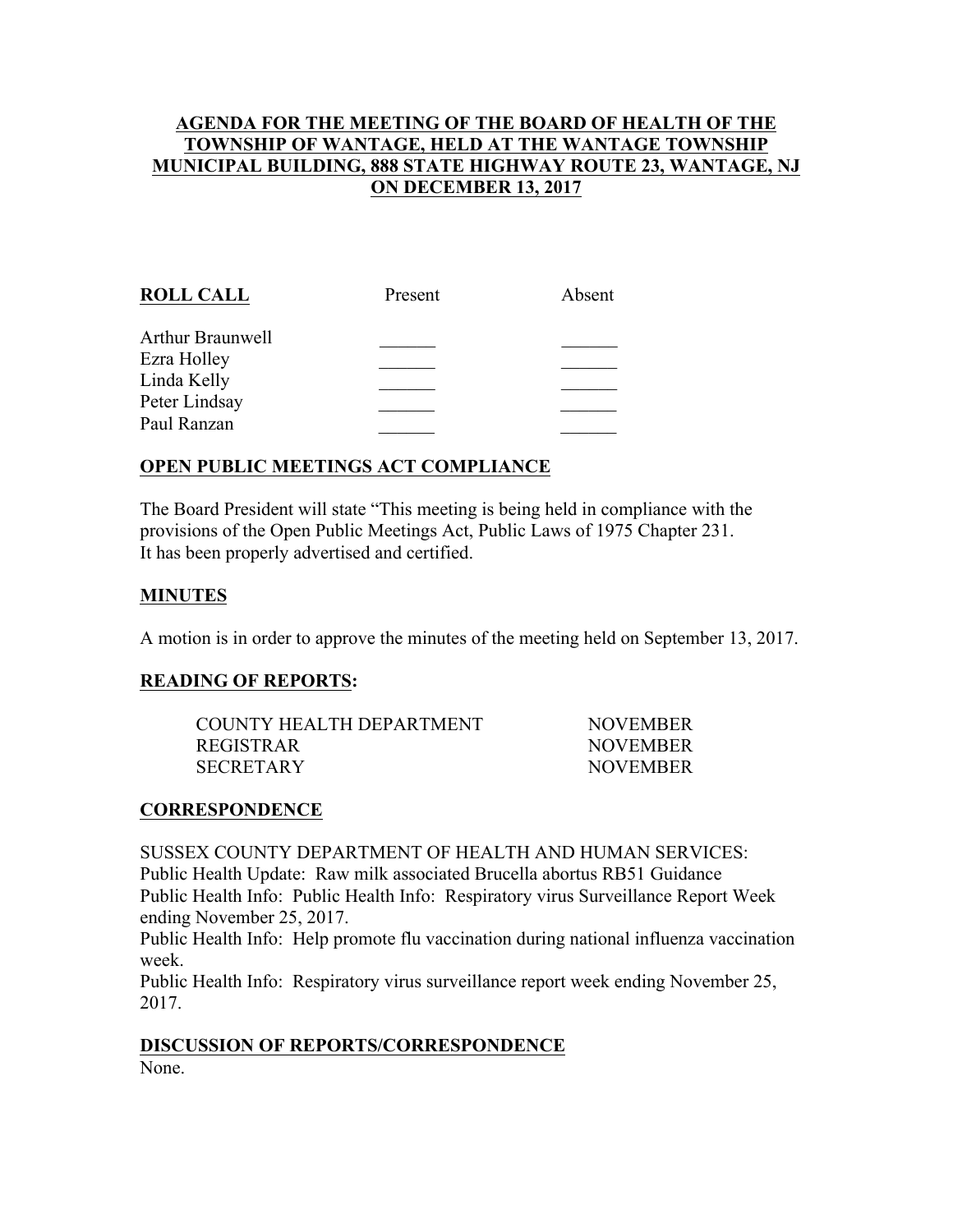# AGENDA FOR THE MEETING OF THE BOARD OF HEALTH OF THE TOWNSHIP OF WANTAGE, HELD AT THE WANTAGE TOWNSHIP MUNICIPAL BUILDING, 888 STATE HIGHWAY ROUTE 23, WANTAGE, NJ ON DECEMBER 13, 2017

| ROLL CALL | Present | Absent |
|---|---|---|
| Arthur Braunwell | ______ | ______ |
| Ezra Holley | ______ | ______ |
| Linda Kelly | ______ | ______ |
| Peter Lindsay | ______ | ______ |
| Paul Ranzan | ______ | ______ |

## OPEN PUBLIC MEETINGS ACT COMPLIANCE

The Board President will state "This meeting is being held in compliance with the provisions of the Open Public Meetings Act, Public Laws of 1975 Chapter 231. It has been properly advertised and certified.

## MINUTES

A motion is in order to approve the minutes of the meeting held on September 13, 2017.

## READING OF REPORTS:

| | |
|---|---|
| COUNTY HEALTH DEPARTMENT | NOVEMBER |
| REGISTRAR | NOVEMBER |
| SECRETARY | NOVEMBER |

## CORRESPONDENCE

SUSSEX COUNTY DEPARTMENT OF HEALTH AND HUMAN SERVICES:
Public Health Update: Raw milk associated Brucella abortus RB51 Guidance
Public Health Info: Public Health Info: Respiratory virus Surveillance Report Week ending November 25, 2017.
Public Health Info: Help promote flu vaccination during national influenza vaccination week.
Public Health Info: Respiratory virus surveillance report week ending November 25, 2017.

## DISCUSSION OF REPORTS/CORRESPONDENCE

None.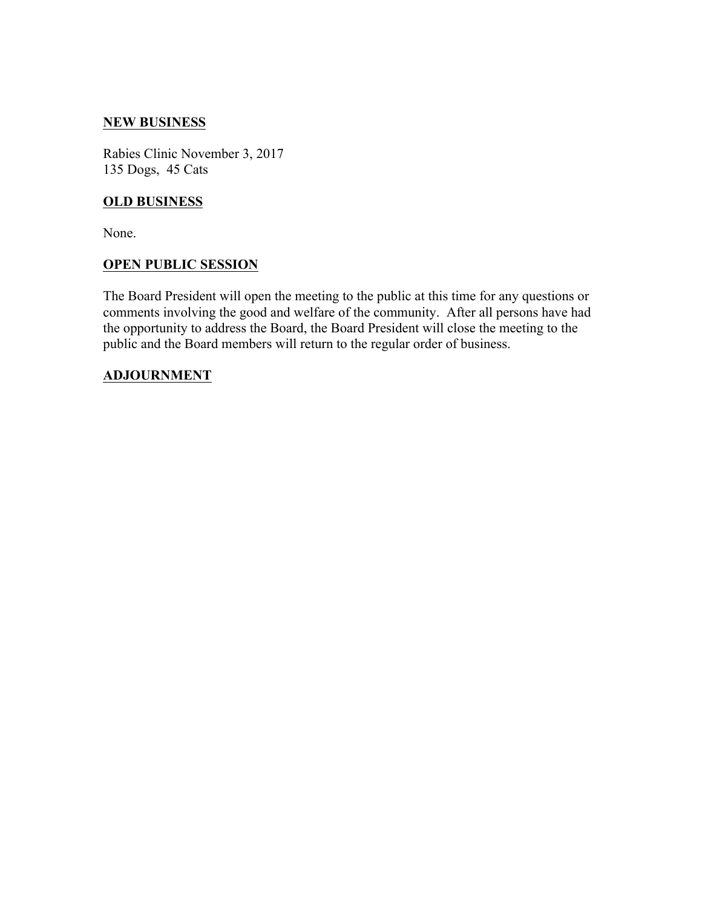**NEW BUSINESS**

Rabies Clinic November 3, 2017
135 Dogs, 45 Cats

**OLD BUSINESS**

None.

**OPEN PUBLIC SESSION**

The Board President will open the meeting to the public at this time for any questions or comments involving the good and welfare of the community. After all persons have had the opportunity to address the Board, the Board President will close the meeting to the public and the Board members will return to the regular order of business.

**ADJOURNMENT**